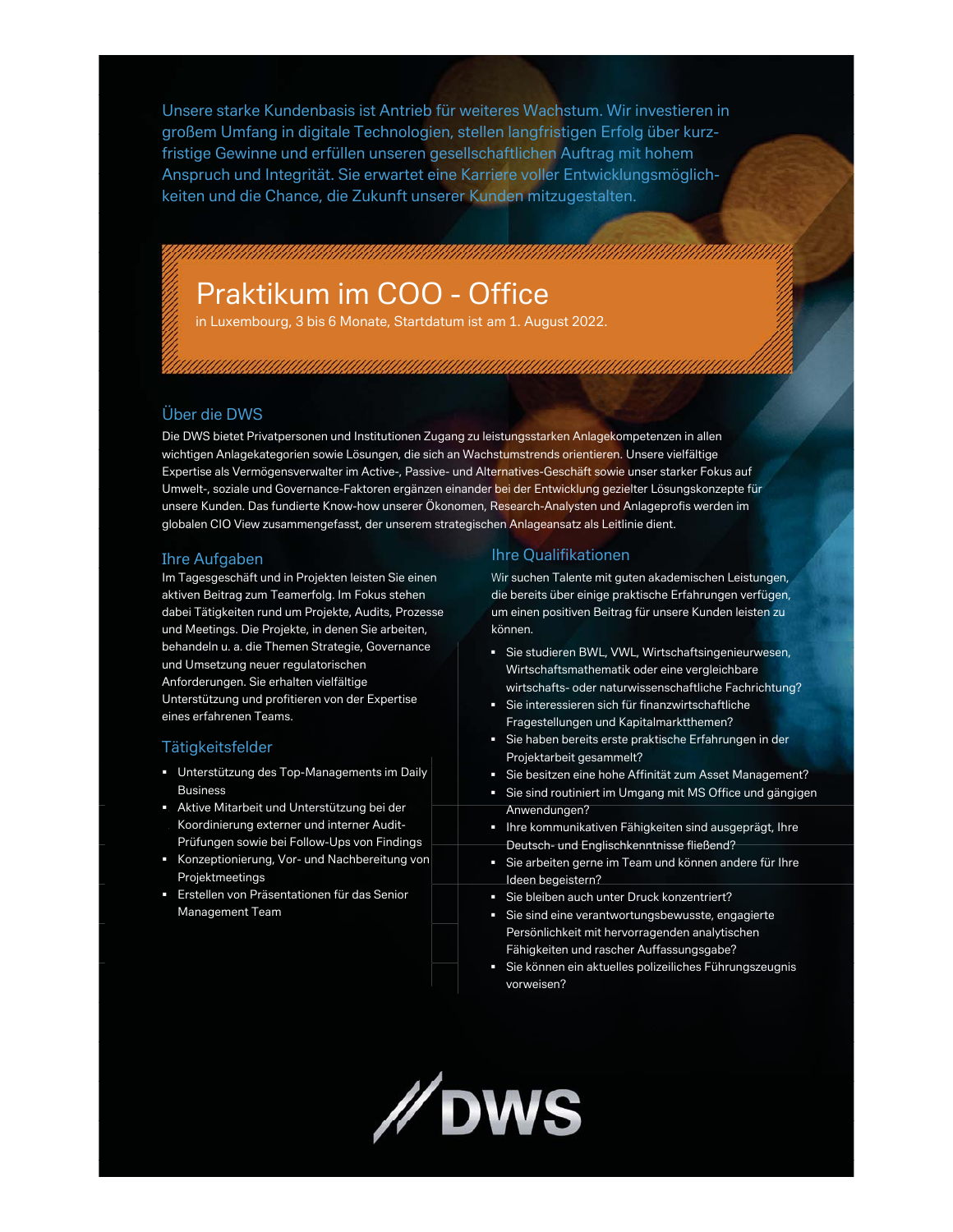Unsere starke Kundenbasis ist Antrieb für weiteres Wachstum. Wir investieren in großem Umfang in digitale Technologien, stellen langfristigen Erfolg über kurzfristige Gewinne und erfüllen unseren gesellschaftlichen Auftrag mit hohem Anspruch und Integrität. Sie erwartet eine Karriere voller Entwicklungsmöglichkeiten und die Chance, die Zukunft unserer Kunden mitzugestalten.

# Praktikum im COO - Office

in Luxembourg, 3 bis 6 Monate, Startdatum ist am 1. August 2022.

## Über die DWS

Die DWS bietet Privatpersonen und Institutionen Zugang zu leistungsstarken Anlagekompetenzen in allen wichtigen Anlagekategorien sowie Lösungen, die sich an Wachstumstrends orientieren. Unsere vielfältige Expertise als Vermögensverwalter im Active-, Passive- und Alternatives-Geschäft sowie unser starker Fokus auf Umwelt-, soziale und Governance-Faktoren ergänzen einander bei der Entwicklung gezielter Lösungskonzepte für unsere Kunden. Das fundierte Know-how unserer Ökonomen, Research-Analysten und Anlageprofis werden im globalen CIO View zusammengefasst, der unserem strategischen Anlageansatz als Leitlinie dient.

## Ihre Aufgaben

Im Tagesgeschäft und in Projekten leisten Sie einen aktiven Beitrag zum Teamerfolg. Im Fokus stehen dabei Tätigkeiten rund um Projekte, Audits, Prozesse und Meetings. Die Projekte, in denen Sie arbeiten, behandeln u. a. die Themen Strategie, Governance und Umsetzung neuer regulatorischen Anforderungen. Sie erhalten vielfältige Unterstützung und profitieren von der Expertise eines erfahrenen Teams.

## Tätigkeitsfelder

- Unterstützung des Top-Managements im Daily Business
- Aktive Mitarbeit und Unterstützung bei der Koordinierung externer und interner Audit-Prüfungen sowie bei Follow-Ups von Findings
- Konzeptionierung, Vor- und Nachbereitung von Projektmeetings
- Erstellen von Präsentationen für das Senior Management Team

## Ihre Qualifikationen

Wir suchen Talente mit guten akademischen Leistungen, die bereits über einige praktische Erfahrungen verfügen, um einen positiven Beitrag für unsere Kunden leisten zu können.

- Sie studieren BWL, VWL, Wirtschaftsingenieurwesen, Wirtschaftsmathematik oder eine vergleichbare wirtschafts- oder naturwissenschaftliche Fachrichtung?
- Sie interessieren sich für finanzwirtschaftliche Fragestellungen und Kapitalmarktthemen?
- Sie haben bereits erste praktische Erfahrungen in der Projektarbeit gesammelt?
- Sie besitzen eine hohe Affinität zum Asset Management?
- Sie sind routiniert im Umgang mit MS Office und gängigen Anwendungen?
- Ihre kommunikativen Fähigkeiten sind ausgeprägt, Ihre Deutsch- und Englischkenntnisse fließend?
- Sie arbeiten gerne im Team und können andere für Ihre Ideen begeistern?
- Sie bleiben auch unter Druck konzentriert?
- Sie sind eine verantwortungsbewusste, engagierte Persönlichkeit mit hervorragenden analytischen Fähigkeiten und rascher Auffassungsgabe?
- Sie können ein aktuelles polizeiliches Führungszeugnis vorweisen?

DWS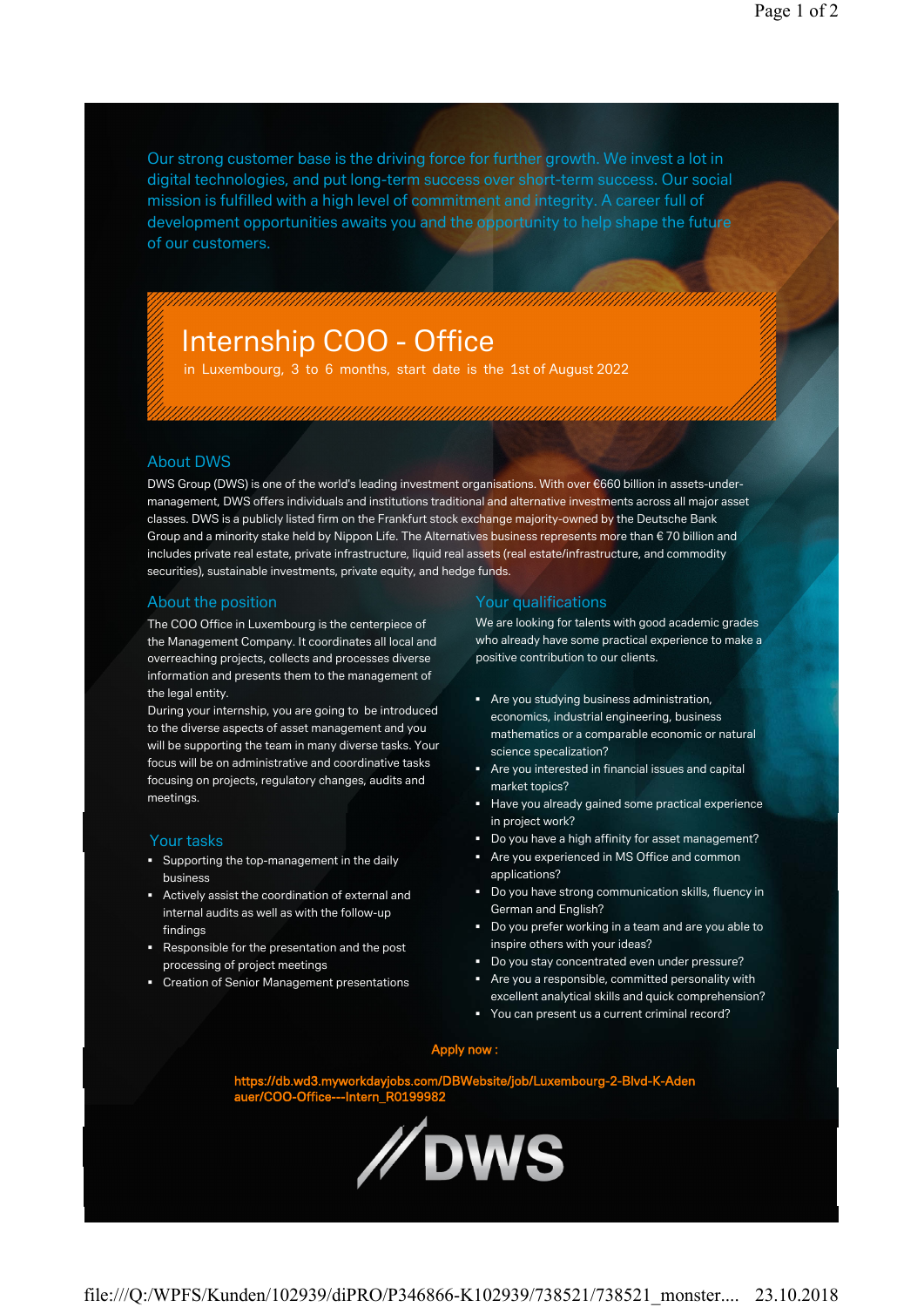Our strong customer base is the driving force for further growth. We invest a lot in digital technologies, and put long-term success over short-term success. Our social mission is fulfilled with a high level of commitment and integrity. A career full of development opportunities awaits you and the opportunity to help shape the future of our customers.

# Internship COO - Office

in Luxembourg, 3 to 6 months, start date is the 1st of August 2022

## About DWS

DWS Group (DWS) is one of the world's leading investment organisations. With over €660 billion in assets-under-management, DWS offers individuals and institutions traditional and alternative investments across all major asset classes. DWS is a publicly listed firm on the Frankfurt stock exchange majority-owned by the Deutsche Bank Group and a minority stake held by Nippon Life. The Alternatives business represents more than € 70 billion and includes private real estate, private infrastructure, liquid real assets (real estate/infrastructure, and commodity securities), sustainable investments, private equity, and hedge funds.

## About the position

The COO Office in Luxembourg is the centerpiece of the Management Company. It coordinates all local and overreaching projects, collects and processes diverse information and presents them to the management of the legal entity.
During your internship, you are going to be introduced to the diverse aspects of asset management and you will be supporting the team in many diverse tasks. Your focus will be on administrative and coordinative tasks focusing on projects, regulatory changes, audits and meetings.

## Your tasks

- Supporting the top-management in the daily business
- Actively assist the coordination of external and internal audits as well as with the follow-up findings
- Responsible for the presentation and the post processing of project meetings
- Creation of Senior Management presentations

## Your qualifications

We are looking for talents with good academic grades who already have some practical experience to make a positive contribution to our clients.

- Are you studying business administration, economics, industrial engineering, business mathematics or a comparable economic or natural science specalization?
- Are you interested in financial issues and capital market topics?
- Have you already gained some practical experience in project work?
- Do you have a high affinity for asset management?
- Are you experienced in MS Office and common applications?
- Do you have strong communication skills, fluency in German and English?
- Do you prefer working in a team and are you able to inspire others with your ideas?
- Do you stay concentrated even under pressure?
- Are you a responsible, committed personality with excellent analytical skills and quick comprehension?
- You can present us a current criminal record?

**Apply now :**

**https://db.wd3.myworkdayjobs.com/DBWebsite/job/Luxembourg-2-Blvd-K-Adenauer/COO-Office---Intern_R0199982**

DWS